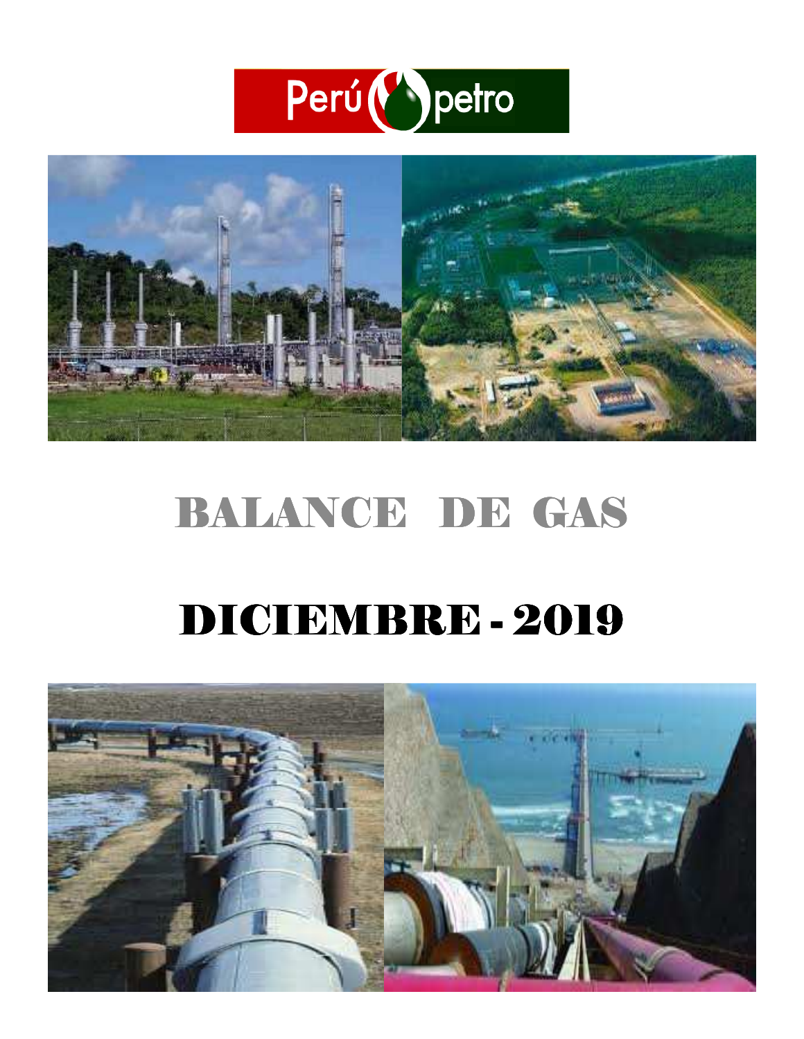Perú petro

# BALANCE DE GAS

# DICIEMBRE - 2019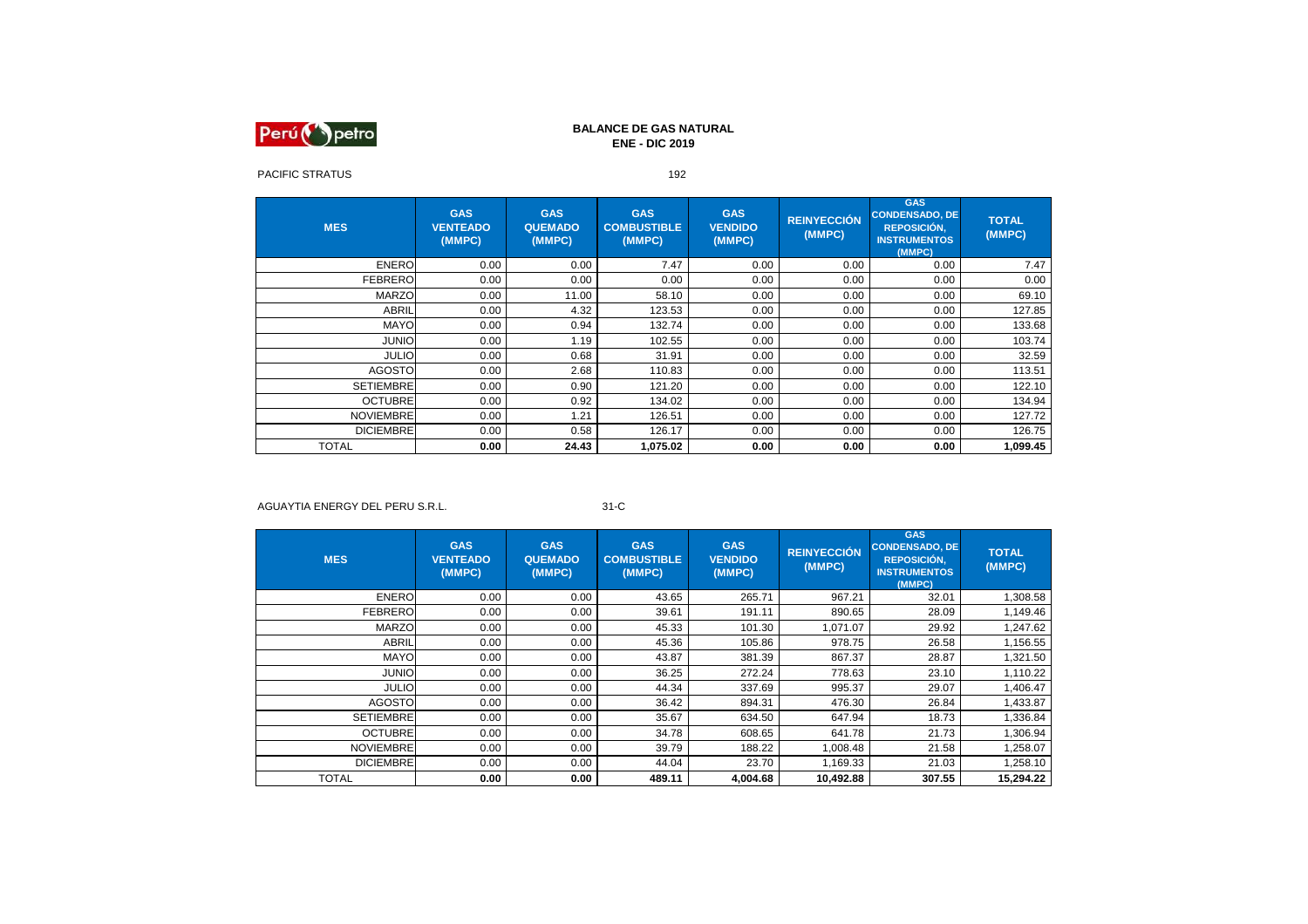**BALANCE DE GAS NATURAL**
**ENE - DIC 2019**

PACIFIC STRATUS 192

| MES | GAS VENTEADO (MMPC) | GAS QUEMADO (MMPC) | GAS COMBUSTIBLE (MMPC) | GAS VENDIDO (MMPC) | REINYECCIÓN (MMPC) | GAS CONDENSADO, DE REPOSICIÓN, INSTRUMENTOS (MMPC) | TOTAL (MMPC) |
|---|---|---|---|---|---|---|---|
| ENERO | 0.00 | 0.00 | 7.47 | 0.00 | 0.00 | 0.00 | 7.47 |
| FEBRERO | 0.00 | 0.00 | 0.00 | 0.00 | 0.00 | 0.00 | 0.00 |
| MARZO | 0.00 | 11.00 | 58.10 | 0.00 | 0.00 | 0.00 | 69.10 |
| ABRIL | 0.00 | 4.32 | 123.53 | 0.00 | 0.00 | 0.00 | 127.85 |
| MAYO | 0.00 | 0.94 | 132.74 | 0.00 | 0.00 | 0.00 | 133.68 |
| JUNIO | 0.00 | 1.19 | 102.55 | 0.00 | 0.00 | 0.00 | 103.74 |
| JULIO | 0.00 | 0.68 | 31.91 | 0.00 | 0.00 | 0.00 | 32.59 |
| AGOSTO | 0.00 | 2.68 | 110.83 | 0.00 | 0.00 | 0.00 | 113.51 |
| SETIEMBRE | 0.00 | 0.90 | 121.20 | 0.00 | 0.00 | 0.00 | 122.10 |
| OCTUBRE | 0.00 | 0.92 | 134.02 | 0.00 | 0.00 | 0.00 | 134.94 |
| NOVIEMBRE | 0.00 | 1.21 | 126.51 | 0.00 | 0.00 | 0.00 | 127.72 |
| DICIEMBRE | 0.00 | 0.58 | 126.17 | 0.00 | 0.00 | 0.00 | 126.75 |
| TOTAL | **0.00** | **24.43** | **1,075.02** | **0.00** | **0.00** | **0.00** | **1,099.45** |

AGUAYTIA ENERGY DEL PERU S.R.L. 31-C

| MES | GAS VENTEADO (MMPC) | GAS QUEMADO (MMPC) | GAS COMBUSTIBLE (MMPC) | GAS VENDIDO (MMPC) | REINYECCIÓN (MMPC) | GAS CONDENSADO, DE REPOSICIÓN, INSTRUMENTOS (MMPC) | TOTAL (MMPC) |
|---|---|---|---|---|---|---|---|
| ENERO | 0.00 | 0.00 | 43.65 | 265.71 | 967.21 | 32.01 | 1,308.58 |
| FEBRERO | 0.00 | 0.00 | 39.61 | 191.11 | 890.65 | 28.09 | 1,149.46 |
| MARZO | 0.00 | 0.00 | 45.33 | 101.30 | 1,071.07 | 29.92 | 1,247.62 |
| ABRIL | 0.00 | 0.00 | 45.36 | 105.86 | 978.75 | 26.58 | 1,156.55 |
| MAYO | 0.00 | 0.00 | 43.87 | 381.39 | 867.37 | 28.87 | 1,321.50 |
| JUNIO | 0.00 | 0.00 | 36.25 | 272.24 | 778.63 | 23.10 | 1,110.22 |
| JULIO | 0.00 | 0.00 | 44.34 | 337.69 | 995.37 | 29.07 | 1,406.47 |
| AGOSTO | 0.00 | 0.00 | 36.42 | 894.31 | 476.30 | 26.84 | 1,433.87 |
| SETIEMBRE | 0.00 | 0.00 | 35.67 | 634.50 | 647.94 | 18.73 | 1,336.84 |
| OCTUBRE | 0.00 | 0.00 | 34.78 | 608.65 | 641.78 | 21.73 | 1,306.94 |
| NOVIEMBRE | 0.00 | 0.00 | 39.79 | 188.22 | 1,008.48 | 21.58 | 1,258.07 |
| DICIEMBRE | 0.00 | 0.00 | 44.04 | 23.70 | 1,169.33 | 21.03 | 1,258.10 |
| TOTAL | **0.00** | **0.00** | **489.11** | **4,004.68** | **10,492.88** | **307.55** | **15,294.22** |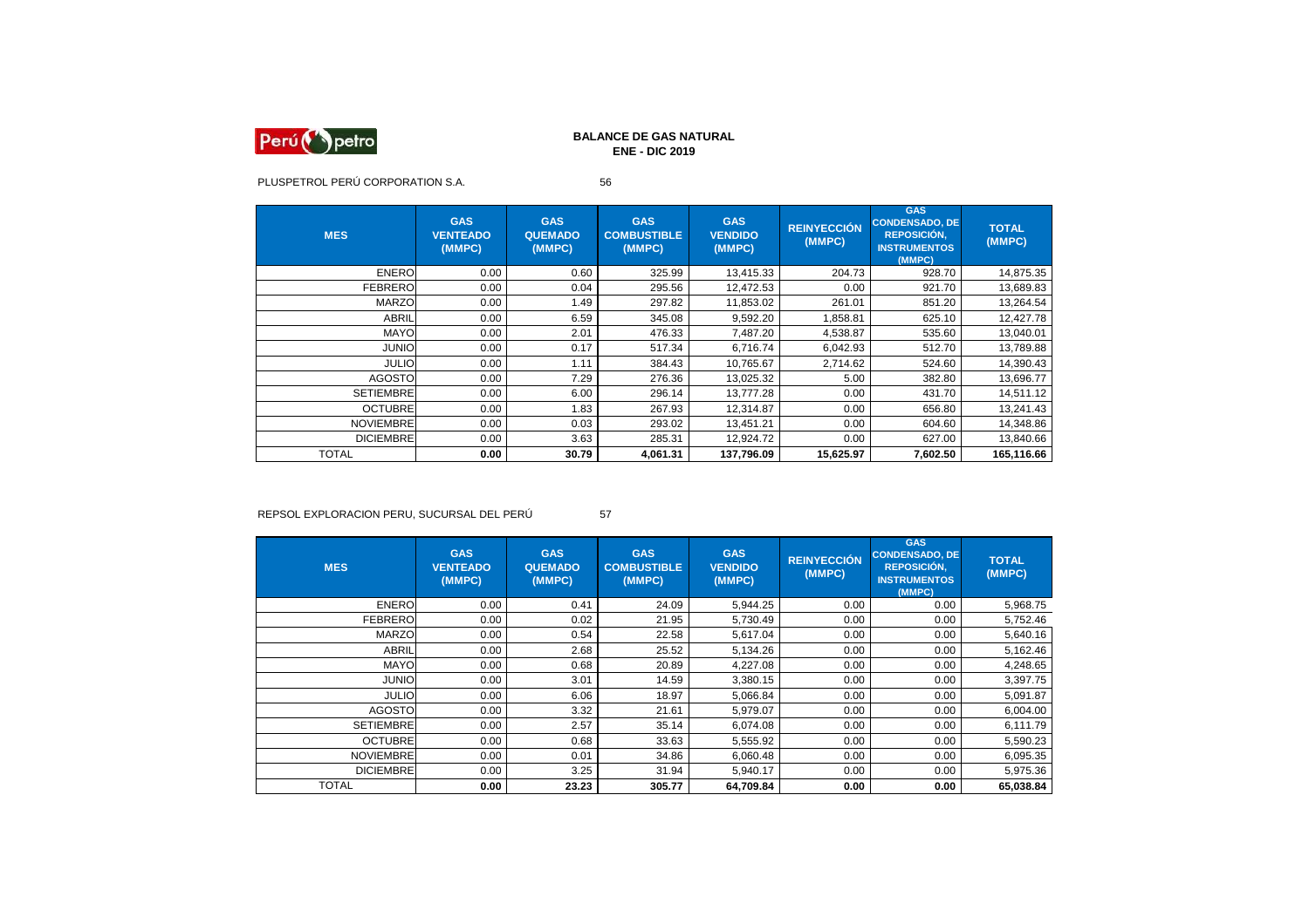# BALANCE DE GAS NATURAL
## ENE - DIC 2019

PLUSPETROL PERÚ CORPORATION S.A. 56

| MES | GAS VENTEADO (MMPC) | GAS QUEMADO (MMPC) | GAS COMBUSTIBLE (MMPC) | GAS VENDIDO (MMPC) | REINYECCIÓN (MMPC) | GAS CONDENSADO, DE REPOSICIÓN, INSTRUMENTOS (MMPC) | TOTAL (MMPC) |
|---|---|---|---|---|---|---|---|
| ENERO | 0.00 | 0.60 | 325.99 | 13,415.33 | 204.73 | 928.70 | 14,875.35 |
| FEBRERO | 0.00 | 0.04 | 295.56 | 12,472.53 | 0.00 | 921.70 | 13,689.83 |
| MARZO | 0.00 | 1.49 | 297.82 | 11,853.02 | 261.01 | 851.20 | 13,264.54 |
| ABRIL | 0.00 | 6.59 | 345.08 | 9,592.20 | 1,858.81 | 625.10 | 12,427.78 |
| MAYO | 0.00 | 2.01 | 476.33 | 7,487.20 | 4,538.87 | 535.60 | 13,040.01 |
| JUNIO | 0.00 | 0.17 | 517.34 | 6,716.74 | 6,042.93 | 512.70 | 13,789.88 |
| JULIO | 0.00 | 1.11 | 384.43 | 10,765.67 | 2,714.62 | 524.60 | 14,390.43 |
| AGOSTO | 0.00 | 7.29 | 276.36 | 13,025.32 | 5.00 | 382.80 | 13,696.77 |
| SETIEMBRE | 0.00 | 6.00 | 296.14 | 13,777.28 | 0.00 | 431.70 | 14,511.12 |
| OCTUBRE | 0.00 | 1.83 | 267.93 | 12,314.87 | 0.00 | 656.80 | 13,241.43 |
| NOVIEMBRE | 0.00 | 0.03 | 293.02 | 13,451.21 | 0.00 | 604.60 | 14,348.86 |
| DICIEMBRE | 0.00 | 3.63 | 285.31 | 12,924.72 | 0.00 | 627.00 | 13,840.66 |
| TOTAL | **0.00** | **30.79** | **4,061.31** | **137,796.09** | **15,625.97** | **7,602.50** | **165,116.66** |

REPSOL EXPLORACION PERU, SUCURSAL DEL PERÚ 57

| MES | GAS VENTEADO (MMPC) | GAS QUEMADO (MMPC) | GAS COMBUSTIBLE (MMPC) | GAS VENDIDO (MMPC) | REINYECCIÓN (MMPC) | GAS CONDENSADO, DE REPOSICIÓN, INSTRUMENTOS (MMPC) | TOTAL (MMPC) |
|---|---|---|---|---|---|---|---|
| ENERO | 0.00 | 0.41 | 24.09 | 5,944.25 | 0.00 | 0.00 | 5,968.75 |
| FEBRERO | 0.00 | 0.02 | 21.95 | 5,730.49 | 0.00 | 0.00 | 5,752.46 |
| MARZO | 0.00 | 0.54 | 22.58 | 5,617.04 | 0.00 | 0.00 | 5,640.16 |
| ABRIL | 0.00 | 2.68 | 25.52 | 5,134.26 | 0.00 | 0.00 | 5,162.46 |
| MAYO | 0.00 | 0.68 | 20.89 | 4,227.08 | 0.00 | 0.00 | 4,248.65 |
| JUNIO | 0.00 | 3.01 | 14.59 | 3,380.15 | 0.00 | 0.00 | 3,397.75 |
| JULIO | 0.00 | 6.06 | 18.97 | 5,066.84 | 0.00 | 0.00 | 5,091.87 |
| AGOSTO | 0.00 | 3.32 | 21.61 | 5,979.07 | 0.00 | 0.00 | 6,004.00 |
| SETIEMBRE | 0.00 | 2.57 | 35.14 | 6,074.08 | 0.00 | 0.00 | 6,111.79 |
| OCTUBRE | 0.00 | 0.68 | 33.63 | 5,555.92 | 0.00 | 0.00 | 5,590.23 |
| NOVIEMBRE | 0.00 | 0.01 | 34.86 | 6,060.48 | 0.00 | 0.00 | 6,095.35 |
| DICIEMBRE | 0.00 | 3.25 | 31.94 | 5,940.17 | 0.00 | 0.00 | 5,975.36 |
| TOTAL | **0.00** | **23.23** | **305.77** | **64,709.84** | **0.00** | **0.00** | **65,038.84** |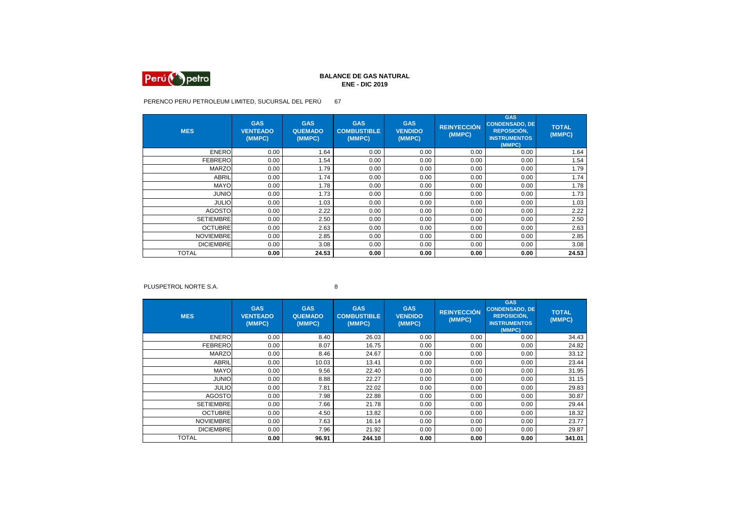# BALANCE DE GAS NATURAL
## ENE - DIC 2019

PERENCO PERU PETROLEUM LIMITED, SUCURSAL DEL PERÚ 67

| MES | GAS VENTEADO (MMPC) | GAS QUEMADO (MMPC) | GAS COMBUSTIBLE (MMPC) | GAS VENDIDO (MMPC) | REINYECCIÓN (MMPC) | GAS CONDENSADO, DE REPOSICIÓN, INSTRUMENTOS (MMPC) | TOTAL (MMPC) |
|---|---|---|---|---|---|---|---|
| ENERO | 0.00 | 1.64 | 0.00 | 0.00 | 0.00 | 0.00 | 1.64 |
| FEBRERO | 0.00 | 1.54 | 0.00 | 0.00 | 0.00 | 0.00 | 1.54 |
| MARZO | 0.00 | 1.79 | 0.00 | 0.00 | 0.00 | 0.00 | 1.79 |
| ABRIL | 0.00 | 1.74 | 0.00 | 0.00 | 0.00 | 0.00 | 1.74 |
| MAYO | 0.00 | 1.78 | 0.00 | 0.00 | 0.00 | 0.00 | 1.78 |
| JUNIO | 0.00 | 1.73 | 0.00 | 0.00 | 0.00 | 0.00 | 1.73 |
| JULIO | 0.00 | 1.03 | 0.00 | 0.00 | 0.00 | 0.00 | 1.03 |
| AGOSTO | 0.00 | 2.22 | 0.00 | 0.00 | 0.00 | 0.00 | 2.22 |
| SETIEMBRE | 0.00 | 2.50 | 0.00 | 0.00 | 0.00 | 0.00 | 2.50 |
| OCTUBRE | 0.00 | 2.63 | 0.00 | 0.00 | 0.00 | 0.00 | 2.63 |
| NOVIEMBRE | 0.00 | 2.85 | 0.00 | 0.00 | 0.00 | 0.00 | 2.85 |
| DICIEMBRE | 0.00 | 3.08 | 0.00 | 0.00 | 0.00 | 0.00 | 3.08 |
| TOTAL | **0.00** | **24.53** | **0.00** | **0.00** | **0.00** | **0.00** | **24.53** |

PLUSPETROL NORTE S.A. 8

| MES | GAS VENTEADO (MMPC) | GAS QUEMADO (MMPC) | GAS COMBUSTIBLE (MMPC) | GAS VENDIDO (MMPC) | REINYECCIÓN (MMPC) | GAS CONDENSADO, DE REPOSICIÓN, INSTRUMENTOS (MMPC) | TOTAL (MMPC) |
|---|---|---|---|---|---|---|---|
| ENERO | 0.00 | 8.40 | 26.03 | 0.00 | 0.00 | 0.00 | 34.43 |
| FEBRERO | 0.00 | 8.07 | 16.75 | 0.00 | 0.00 | 0.00 | 24.82 |
| MARZO | 0.00 | 8.46 | 24.67 | 0.00 | 0.00 | 0.00 | 33.12 |
| ABRIL | 0.00 | 10.03 | 13.41 | 0.00 | 0.00 | 0.00 | 23.44 |
| MAYO | 0.00 | 9.56 | 22.40 | 0.00 | 0.00 | 0.00 | 31.95 |
| JUNIO | 0.00 | 8.88 | 22.27 | 0.00 | 0.00 | 0.00 | 31.15 |
| JULIO | 0.00 | 7.81 | 22.02 | 0.00 | 0.00 | 0.00 | 29.83 |
| AGOSTO | 0.00 | 7.98 | 22.88 | 0.00 | 0.00 | 0.00 | 30.87 |
| SETIEMBRE | 0.00 | 7.66 | 21.78 | 0.00 | 0.00 | 0.00 | 29.44 |
| OCTUBRE | 0.00 | 4.50 | 13.82 | 0.00 | 0.00 | 0.00 | 18.32 |
| NOVIEMBRE | 0.00 | 7.63 | 16.14 | 0.00 | 0.00 | 0.00 | 23.77 |
| DICIEMBRE | 0.00 | 7.96 | 21.92 | 0.00 | 0.00 | 0.00 | 29.87 |
| TOTAL | **0.00** | **96.91** | **244.10** | **0.00** | **0.00** | **0.00** | **341.01** |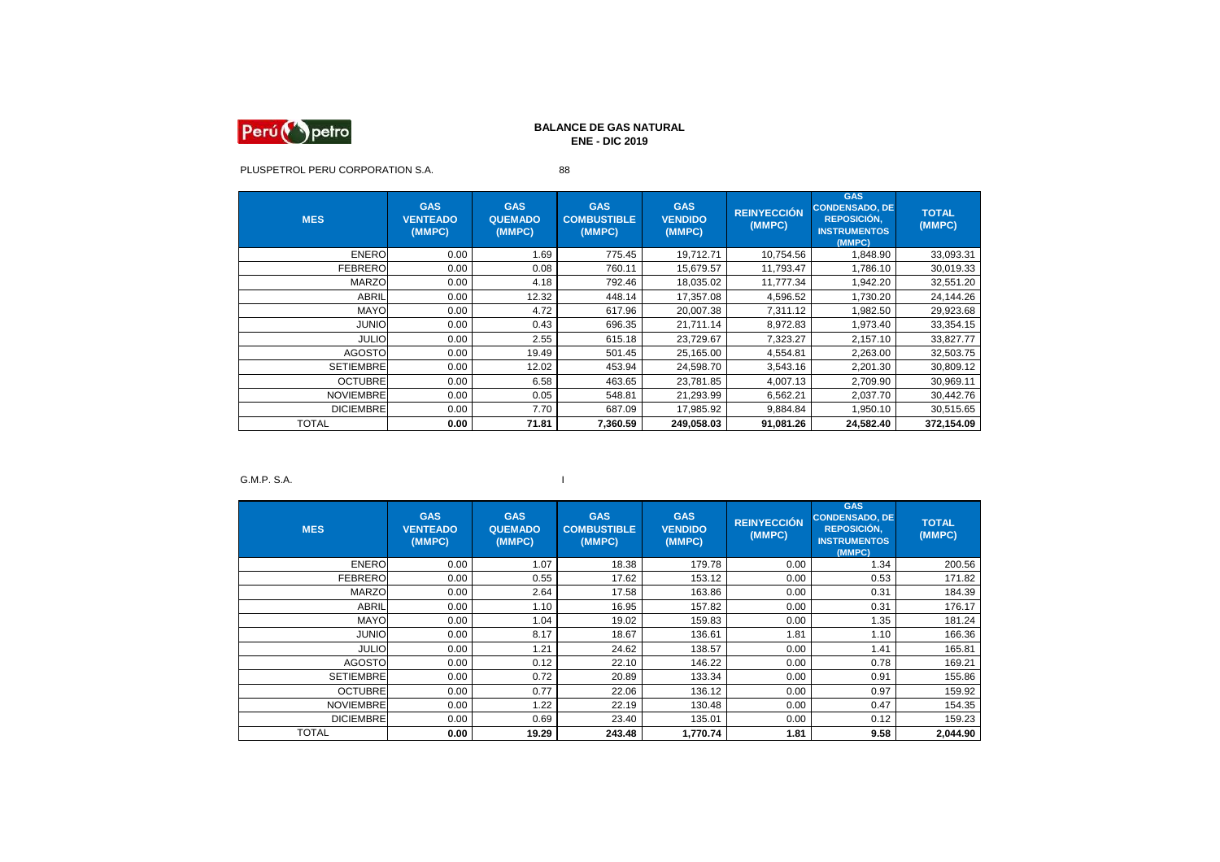# BALANCE DE GAS NATURAL
## ENE - DIC 2019

PLUSPETROL PERU CORPORATION S.A. 88

| MES | GAS VENTEADO (MMPC) | GAS QUEMADO (MMPC) | GAS COMBUSTIBLE (MMPC) | GAS VENDIDO (MMPC) | REINYECCIÓN (MMPC) | GAS CONDENSADO, DE REPOSICIÓN, INSTRUMENTOS (MMPC) | TOTAL (MMPC) |
|---|---|---|---|---|---|---|---|
| ENERO | 0.00 | 1.69 | 775.45 | 19,712.71 | 10,754.56 | 1,848.90 | 33,093.31 |
| FEBRERO | 0.00 | 0.08 | 760.11 | 15,679.57 | 11,793.47 | 1,786.10 | 30,019.33 |
| MARZO | 0.00 | 4.18 | 792.46 | 18,035.02 | 11,777.34 | 1,942.20 | 32,551.20 |
| ABRIL | 0.00 | 12.32 | 448.14 | 17,357.08 | 4,596.52 | 1,730.20 | 24,144.26 |
| MAYO | 0.00 | 4.72 | 617.96 | 20,007.38 | 7,311.12 | 1,982.50 | 29,923.68 |
| JUNIO | 0.00 | 0.43 | 696.35 | 21,711.14 | 8,972.83 | 1,973.40 | 33,354.15 |
| JULIO | 0.00 | 2.55 | 615.18 | 23,729.67 | 7,323.27 | 2,157.10 | 33,827.77 |
| AGOSTO | 0.00 | 19.49 | 501.45 | 25,165.00 | 4,554.81 | 2,263.00 | 32,503.75 |
| SETIEMBRE | 0.00 | 12.02 | 453.94 | 24,598.70 | 3,543.16 | 2,201.30 | 30,809.12 |
| OCTUBRE | 0.00 | 6.58 | 463.65 | 23,781.85 | 4,007.13 | 2,709.90 | 30,969.11 |
| NOVIEMBRE | 0.00 | 0.05 | 548.81 | 21,293.99 | 6,562.21 | 2,037.70 | 30,442.76 |
| DICIEMBRE | 0.00 | 7.70 | 687.09 | 17,985.92 | 9,884.84 | 1,950.10 | 30,515.65 |
| TOTAL | **0.00** | **71.81** | **7,360.59** | **249,058.03** | **91,081.26** | **24,582.40** | **372,154.09** |

G.M.P. S.A. I

| MES | GAS VENTEADO (MMPC) | GAS QUEMADO (MMPC) | GAS COMBUSTIBLE (MMPC) | GAS VENDIDO (MMPC) | REINYECCIÓN (MMPC) | GAS CONDENSADO, DE REPOSICIÓN, INSTRUMENTOS (MMPC) | TOTAL (MMPC) |
|---|---|---|---|---|---|---|---|
| ENERO | 0.00 | 1.07 | 18.38 | 179.78 | 0.00 | 1.34 | 200.56 |
| FEBRERO | 0.00 | 0.55 | 17.62 | 153.12 | 0.00 | 0.53 | 171.82 |
| MARZO | 0.00 | 2.64 | 17.58 | 163.86 | 0.00 | 0.31 | 184.39 |
| ABRIL | 0.00 | 1.10 | 16.95 | 157.82 | 0.00 | 0.31 | 176.17 |
| MAYO | 0.00 | 1.04 | 19.02 | 159.83 | 0.00 | 1.35 | 181.24 |
| JUNIO | 0.00 | 8.17 | 18.67 | 136.61 | 1.81 | 1.10 | 166.36 |
| JULIO | 0.00 | 1.21 | 24.62 | 138.57 | 0.00 | 1.41 | 165.81 |
| AGOSTO | 0.00 | 0.12 | 22.10 | 146.22 | 0.00 | 0.78 | 169.21 |
| SETIEMBRE | 0.00 | 0.72 | 20.89 | 133.34 | 0.00 | 0.91 | 155.86 |
| OCTUBRE | 0.00 | 0.77 | 22.06 | 136.12 | 0.00 | 0.97 | 159.92 |
| NOVIEMBRE | 0.00 | 1.22 | 22.19 | 130.48 | 0.00 | 0.47 | 154.35 |
| DICIEMBRE | 0.00 | 0.69 | 23.40 | 135.01 | 0.00 | 0.12 | 159.23 |
| TOTAL | **0.00** | **19.29** | **243.48** | **1,770.74** | **1.81** | **9.58** | **2,044.90** |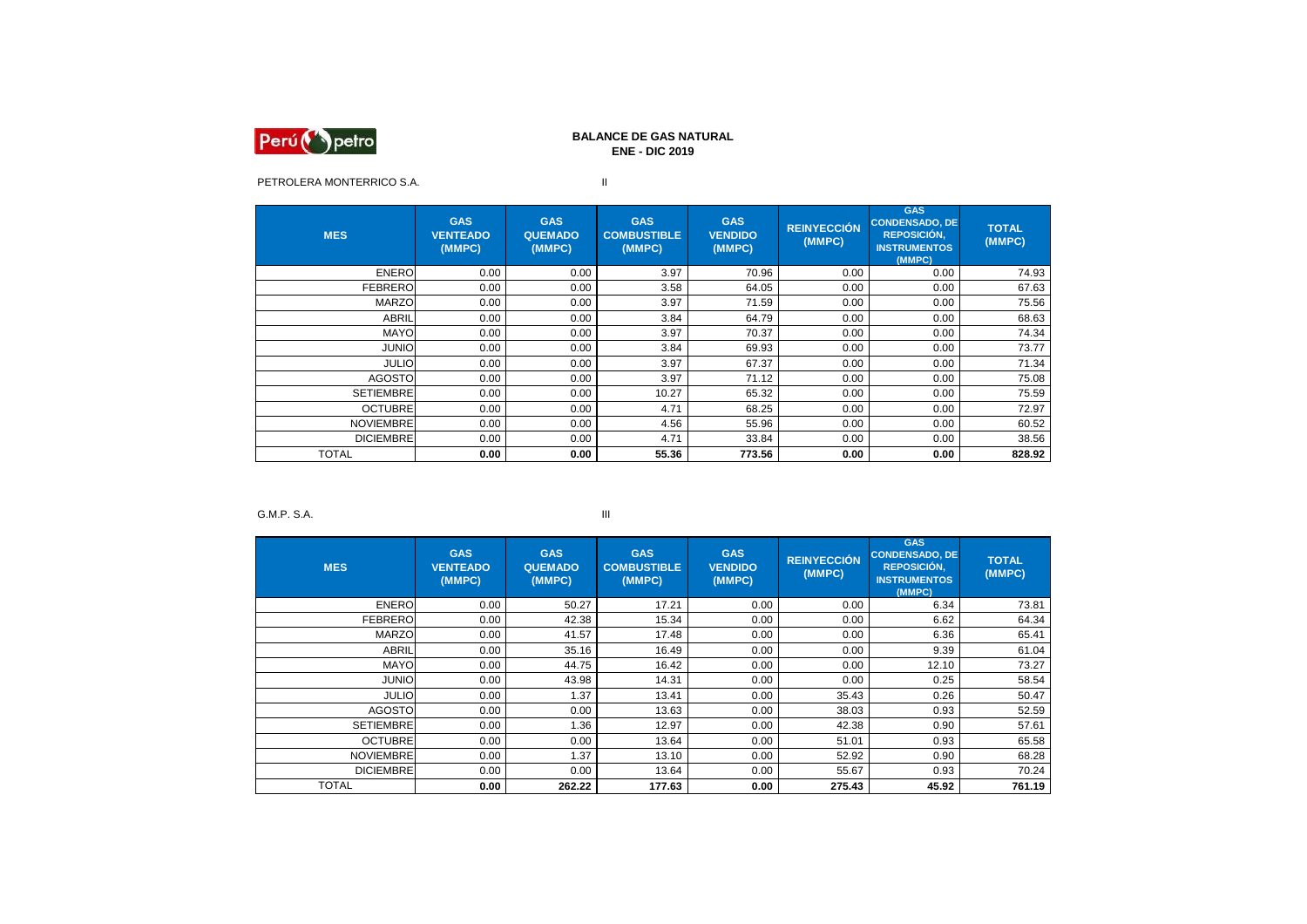Perú petro

# BALANCE DE GAS NATURAL
## ENE - DIC 2019

PETROLERA MONTERRICO S.A. II

| MES | GAS VENTEADO (MMPC) | GAS QUEMADO (MMPC) | GAS COMBUSTIBLE (MMPC) | GAS VENDIDO (MMPC) | REINYECCIÓN (MMPC) | GAS CONDENSADO, DE REPOSICIÓN, INSTRUMENTOS (MMPC) | TOTAL (MMPC) |
|---|---|---|---|---|---|---|---|
| ENERO | 0.00 | 0.00 | 3.97 | 70.96 | 0.00 | 0.00 | 74.93 |
| FEBRERO | 0.00 | 0.00 | 3.58 | 64.05 | 0.00 | 0.00 | 67.63 |
| MARZO | 0.00 | 0.00 | 3.97 | 71.59 | 0.00 | 0.00 | 75.56 |
| ABRIL | 0.00 | 0.00 | 3.84 | 64.79 | 0.00 | 0.00 | 68.63 |
| MAYO | 0.00 | 0.00 | 3.97 | 70.37 | 0.00 | 0.00 | 74.34 |
| JUNIO | 0.00 | 0.00 | 3.84 | 69.93 | 0.00 | 0.00 | 73.77 |
| JULIO | 0.00 | 0.00 | 3.97 | 67.37 | 0.00 | 0.00 | 71.34 |
| AGOSTO | 0.00 | 0.00 | 3.97 | 71.12 | 0.00 | 0.00 | 75.08 |
| SETIEMBRE | 0.00 | 0.00 | 10.27 | 65.32 | 0.00 | 0.00 | 75.59 |
| OCTUBRE | 0.00 | 0.00 | 4.71 | 68.25 | 0.00 | 0.00 | 72.97 |
| NOVIEMBRE | 0.00 | 0.00 | 4.56 | 55.96 | 0.00 | 0.00 | 60.52 |
| DICIEMBRE | 0.00 | 0.00 | 4.71 | 33.84 | 0.00 | 0.00 | 38.56 |
| TOTAL | **0.00** | **0.00** | **55.36** | **773.56** | **0.00** | **0.00** | **828.92** |

G.M.P. S.A. III

| MES | GAS VENTEADO (MMPC) | GAS QUEMADO (MMPC) | GAS COMBUSTIBLE (MMPC) | GAS VENDIDO (MMPC) | REINYECCIÓN (MMPC) | GAS CONDENSADO, DE REPOSICIÓN, INSTRUMENTOS (MMPC) | TOTAL (MMPC) |
|---|---|---|---|---|---|---|---|
| ENERO | 0.00 | 50.27 | 17.21 | 0.00 | 0.00 | 6.34 | 73.81 |
| FEBRERO | 0.00 | 42.38 | 15.34 | 0.00 | 0.00 | 6.62 | 64.34 |
| MARZO | 0.00 | 41.57 | 17.48 | 0.00 | 0.00 | 6.36 | 65.41 |
| ABRIL | 0.00 | 35.16 | 16.49 | 0.00 | 0.00 | 9.39 | 61.04 |
| MAYO | 0.00 | 44.75 | 16.42 | 0.00 | 0.00 | 12.10 | 73.27 |
| JUNIO | 0.00 | 43.98 | 14.31 | 0.00 | 0.00 | 0.25 | 58.54 |
| JULIO | 0.00 | 1.37 | 13.41 | 0.00 | 35.43 | 0.26 | 50.47 |
| AGOSTO | 0.00 | 0.00 | 13.63 | 0.00 | 38.03 | 0.93 | 52.59 |
| SETIEMBRE | 0.00 | 1.36 | 12.97 | 0.00 | 42.38 | 0.90 | 57.61 |
| OCTUBRE | 0.00 | 0.00 | 13.64 | 0.00 | 51.01 | 0.93 | 65.58 |
| NOVIEMBRE | 0.00 | 1.37 | 13.10 | 0.00 | 52.92 | 0.90 | 68.28 |
| DICIEMBRE | 0.00 | 0.00 | 13.64 | 0.00 | 55.67 | 0.93 | 70.24 |
| TOTAL | **0.00** | **262.22** | **177.63** | **0.00** | **275.43** | **45.92** | **761.19** |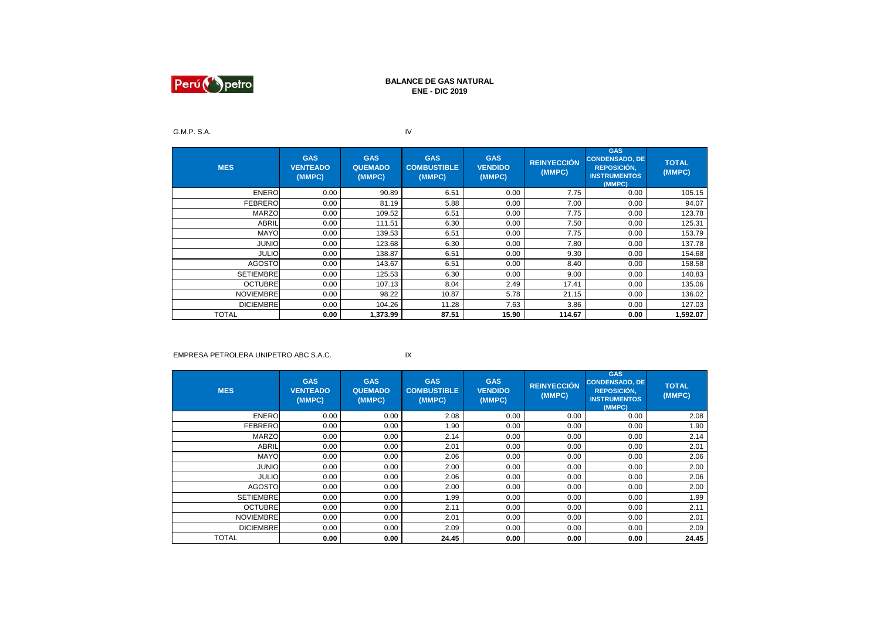**BALANCE DE GAS NATURAL**
**ENE - DIC 2019**

G.M.P. S.A. IV

| MES | GAS VENTEADO (MMPC) | GAS QUEMADO (MMPC) | GAS COMBUSTIBLE (MMPC) | GAS VENDIDO (MMPC) | REINYECCIÓN (MMPC) | GAS CONDENSADO, DE REPOSICIÓN, INSTRUMENTOS (MMPC) | TOTAL (MMPC) |
|---|---|---|---|---|---|---|---|
| ENERO | 0.00 | 90.89 | 6.51 | 0.00 | 7.75 | 0.00 | 105.15 |
| FEBRERO | 0.00 | 81.19 | 5.88 | 0.00 | 7.00 | 0.00 | 94.07 |
| MARZO | 0.00 | 109.52 | 6.51 | 0.00 | 7.75 | 0.00 | 123.78 |
| ABRIL | 0.00 | 111.51 | 6.30 | 0.00 | 7.50 | 0.00 | 125.31 |
| MAYO | 0.00 | 139.53 | 6.51 | 0.00 | 7.75 | 0.00 | 153.79 |
| JUNIO | 0.00 | 123.68 | 6.30 | 0.00 | 7.80 | 0.00 | 137.78 |
| JULIO | 0.00 | 138.87 | 6.51 | 0.00 | 9.30 | 0.00 | 154.68 |
| AGOSTO | 0.00 | 143.67 | 6.51 | 0.00 | 8.40 | 0.00 | 158.58 |
| SETIEMBRE | 0.00 | 125.53 | 6.30 | 0.00 | 9.00 | 0.00 | 140.83 |
| OCTUBRE | 0.00 | 107.13 | 8.04 | 2.49 | 17.41 | 0.00 | 135.06 |
| NOVIEMBRE | 0.00 | 98.22 | 10.87 | 5.78 | 21.15 | 0.00 | 136.02 |
| DICIEMBRE | 0.00 | 104.26 | 11.28 | 7.63 | 3.86 | 0.00 | 127.03 |
| TOTAL | **0.00** | **1,373.99** | **87.51** | **15.90** | **114.67** | **0.00** | **1,592.07** |

EMPRESA PETROLERA UNIPETRO ABC S.A.C. IX

| MES | GAS VENTEADO (MMPC) | GAS QUEMADO (MMPC) | GAS COMBUSTIBLE (MMPC) | GAS VENDIDO (MMPC) | REINYECCIÓN (MMPC) | GAS CONDENSADO, DE REPOSICIÓN, INSTRUMENTOS (MMPC) | TOTAL (MMPC) |
|---|---|---|---|---|---|---|---|
| ENERO | 0.00 | 0.00 | 2.08 | 0.00 | 0.00 | 0.00 | 2.08 |
| FEBRERO | 0.00 | 0.00 | 1.90 | 0.00 | 0.00 | 0.00 | 1.90 |
| MARZO | 0.00 | 0.00 | 2.14 | 0.00 | 0.00 | 0.00 | 2.14 |
| ABRIL | 0.00 | 0.00 | 2.01 | 0.00 | 0.00 | 0.00 | 2.01 |
| MAYO | 0.00 | 0.00 | 2.06 | 0.00 | 0.00 | 0.00 | 2.06 |
| JUNIO | 0.00 | 0.00 | 2.00 | 0.00 | 0.00 | 0.00 | 2.00 |
| JULIO | 0.00 | 0.00 | 2.06 | 0.00 | 0.00 | 0.00 | 2.06 |
| AGOSTO | 0.00 | 0.00 | 2.00 | 0.00 | 0.00 | 0.00 | 2.00 |
| SETIEMBRE | 0.00 | 0.00 | 1.99 | 0.00 | 0.00 | 0.00 | 1.99 |
| OCTUBRE | 0.00 | 0.00 | 2.11 | 0.00 | 0.00 | 0.00 | 2.11 |
| NOVIEMBRE | 0.00 | 0.00 | 2.01 | 0.00 | 0.00 | 0.00 | 2.01 |
| DICIEMBRE | 0.00 | 0.00 | 2.09 | 0.00 | 0.00 | 0.00 | 2.09 |
| TOTAL | **0.00** | **0.00** | **24.45** | **0.00** | **0.00** | **0.00** | **24.45** |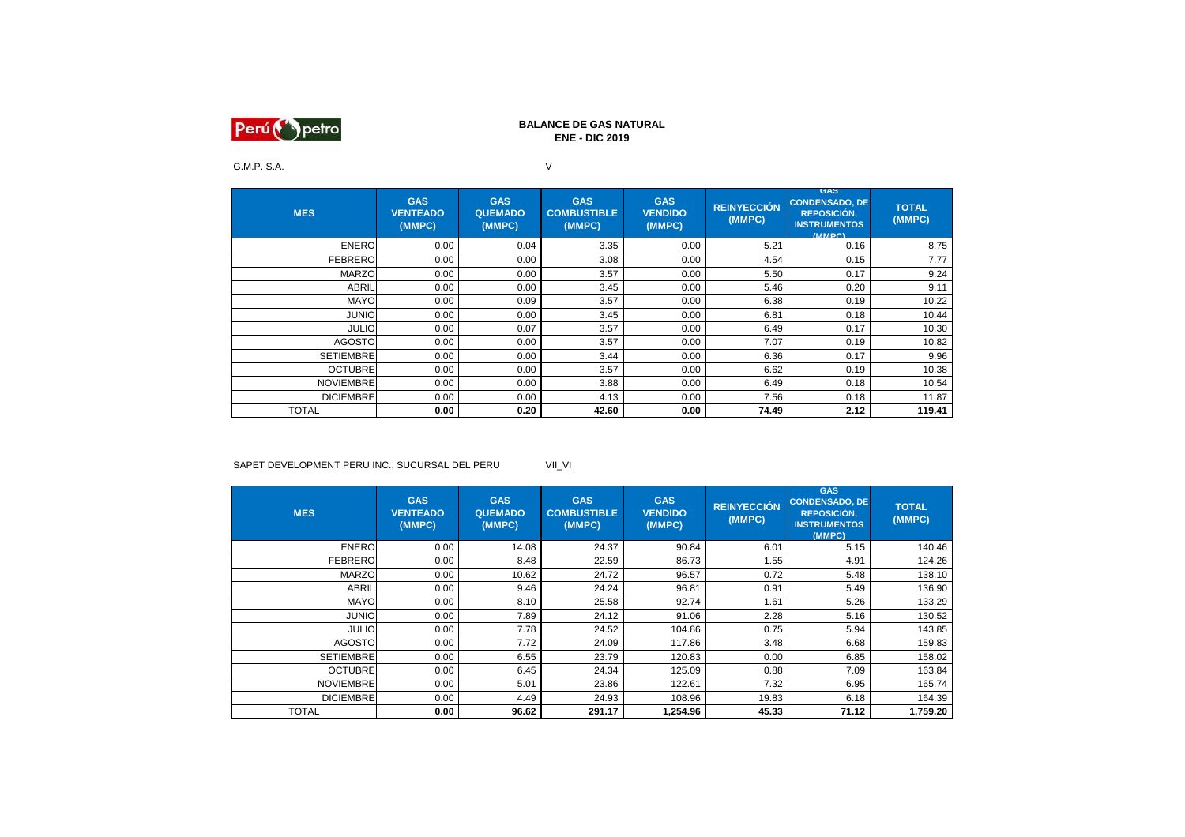**BALANCE DE GAS NATURAL**
**ENE - DIC 2019**

G.M.P. S.A. V

| MES | GAS VENTEADO (MMPC) | GAS QUEMADO (MMPC) | GAS COMBUSTIBLE (MMPC) | GAS VENDIDO (MMPC) | REINYECCIÓN (MMPC) | GAS CONDENSADO, DE REPOSICIÓN, INSTRUMENTOS (MMPC) | TOTAL (MMPC) |
|---|---|---|---|---|---|---|---|
| ENERO | 0.00 | 0.04 | 3.35 | 0.00 | 5.21 | 0.16 | 8.75 |
| FEBRERO | 0.00 | 0.00 | 3.08 | 0.00 | 4.54 | 0.15 | 7.77 |
| MARZO | 0.00 | 0.00 | 3.57 | 0.00 | 5.50 | 0.17 | 9.24 |
| ABRIL | 0.00 | 0.00 | 3.45 | 0.00 | 5.46 | 0.20 | 9.11 |
| MAYO | 0.00 | 0.09 | 3.57 | 0.00 | 6.38 | 0.19 | 10.22 |
| JUNIO | 0.00 | 0.00 | 3.45 | 0.00 | 6.81 | 0.18 | 10.44 |
| JULIO | 0.00 | 0.07 | 3.57 | 0.00 | 6.49 | 0.17 | 10.30 |
| AGOSTO | 0.00 | 0.00 | 3.57 | 0.00 | 7.07 | 0.19 | 10.82 |
| SETIEMBRE | 0.00 | 0.00 | 3.44 | 0.00 | 6.36 | 0.17 | 9.96 |
| OCTUBRE | 0.00 | 0.00 | 3.57 | 0.00 | 6.62 | 0.19 | 10.38 |
| NOVIEMBRE | 0.00 | 0.00 | 3.88 | 0.00 | 6.49 | 0.18 | 10.54 |
| DICIEMBRE | 0.00 | 0.00 | 4.13 | 0.00 | 7.56 | 0.18 | 11.87 |
| TOTAL | **0.00** | **0.20** | **42.60** | **0.00** | **74.49** | **2.12** | **119.41** |

SAPET DEVELOPMENT PERU INC., SUCURSAL DEL PERU VII_VI

| MES | GAS VENTEADO (MMPC) | GAS QUEMADO (MMPC) | GAS COMBUSTIBLE (MMPC) | GAS VENDIDO (MMPC) | REINYECCIÓN (MMPC) | GAS CONDENSADO, DE REPOSICIÓN, INSTRUMENTOS (MMPC) | TOTAL (MMPC) |
|---|---|---|---|---|---|---|---|
| ENERO | 0.00 | 14.08 | 24.37 | 90.84 | 6.01 | 5.15 | 140.46 |
| FEBRERO | 0.00 | 8.48 | 22.59 | 86.73 | 1.55 | 4.91 | 124.26 |
| MARZO | 0.00 | 10.62 | 24.72 | 96.57 | 0.72 | 5.48 | 138.10 |
| ABRIL | 0.00 | 9.46 | 24.24 | 96.81 | 0.91 | 5.49 | 136.90 |
| MAYO | 0.00 | 8.10 | 25.58 | 92.74 | 1.61 | 5.26 | 133.29 |
| JUNIO | 0.00 | 7.89 | 24.12 | 91.06 | 2.28 | 5.16 | 130.52 |
| JULIO | 0.00 | 7.78 | 24.52 | 104.86 | 0.75 | 5.94 | 143.85 |
| AGOSTO | 0.00 | 7.72 | 24.09 | 117.86 | 3.48 | 6.68 | 159.83 |
| SETIEMBRE | 0.00 | 6.55 | 23.79 | 120.83 | 0.00 | 6.85 | 158.02 |
| OCTUBRE | 0.00 | 6.45 | 24.34 | 125.09 | 0.88 | 7.09 | 163.84 |
| NOVIEMBRE | 0.00 | 5.01 | 23.86 | 122.61 | 7.32 | 6.95 | 165.74 |
| DICIEMBRE | 0.00 | 4.49 | 24.93 | 108.96 | 19.83 | 6.18 | 164.39 |
| TOTAL | **0.00** | **96.62** | **291.17** | **1,254.96** | **45.33** | **71.12** | **1,759.20** |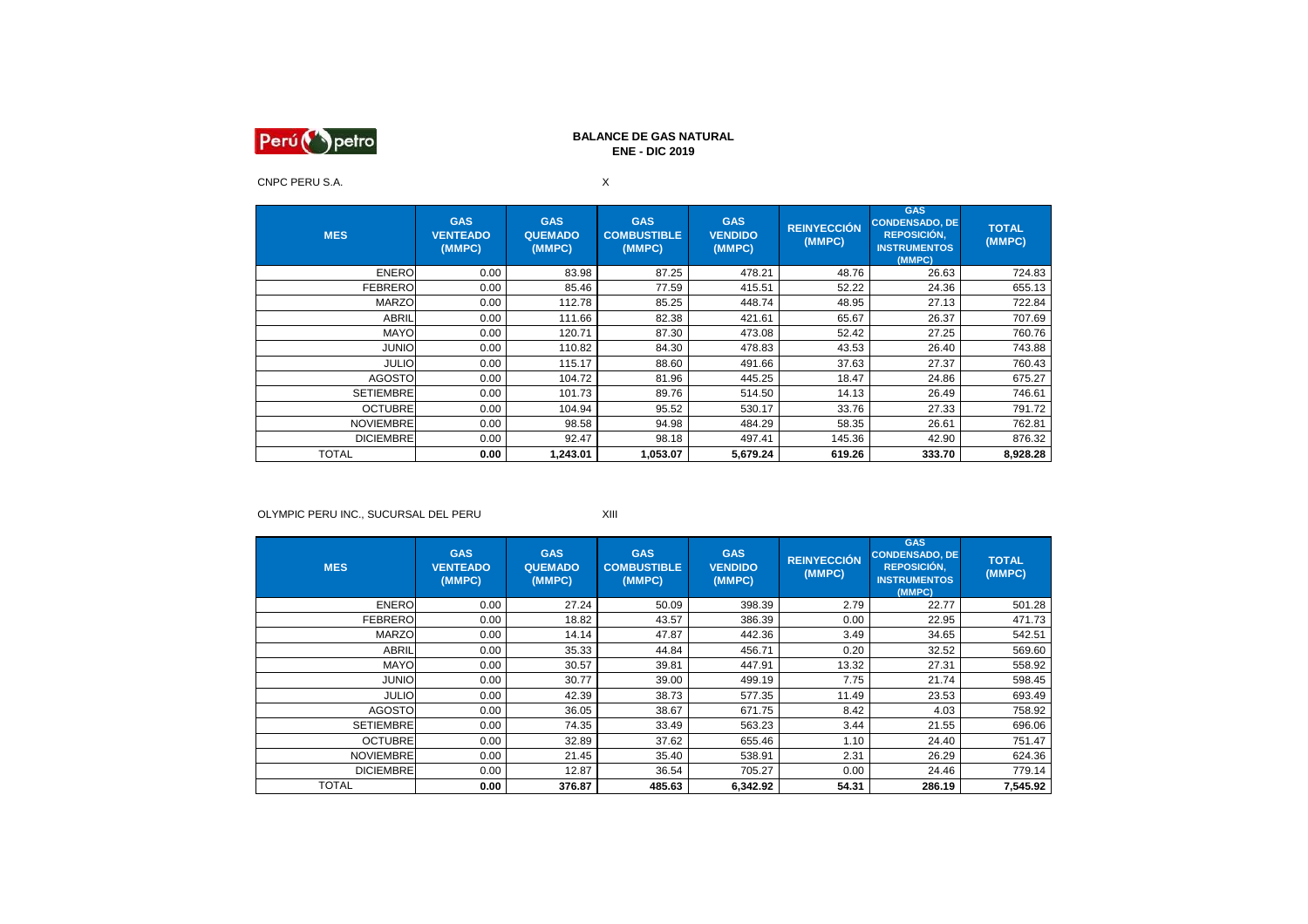Perú petro

**BALANCE DE GAS NATURAL**
**ENE - DIC 2019**

CNPC PERU S.A. X

| MES | GAS VENTEADO (MMPC) | GAS QUEMADO (MMPC) | GAS COMBUSTIBLE (MMPC) | GAS VENDIDO (MMPC) | REINYECCIÓN (MMPC) | GAS CONDENSADO, DE REPOSICIÓN, INSTRUMENTOS (MMPC) | TOTAL (MMPC) |
|---|---|---|---|---|---|---|---|
| ENERO | 0.00 | 83.98 | 87.25 | 478.21 | 48.76 | 26.63 | 724.83 |
| FEBRERO | 0.00 | 85.46 | 77.59 | 415.51 | 52.22 | 24.36 | 655.13 |
| MARZO | 0.00 | 112.78 | 85.25 | 448.74 | 48.95 | 27.13 | 722.84 |
| ABRIL | 0.00 | 111.66 | 82.38 | 421.61 | 65.67 | 26.37 | 707.69 |
| MAYO | 0.00 | 120.71 | 87.30 | 473.08 | 52.42 | 27.25 | 760.76 |
| JUNIO | 0.00 | 110.82 | 84.30 | 478.83 | 43.53 | 26.40 | 743.88 |
| JULIO | 0.00 | 115.17 | 88.60 | 491.66 | 37.63 | 27.37 | 760.43 |
| AGOSTO | 0.00 | 104.72 | 81.96 | 445.25 | 18.47 | 24.86 | 675.27 |
| SETIEMBRE | 0.00 | 101.73 | 89.76 | 514.50 | 14.13 | 26.49 | 746.61 |
| OCTUBRE | 0.00 | 104.94 | 95.52 | 530.17 | 33.76 | 27.33 | 791.72 |
| NOVIEMBRE | 0.00 | 98.58 | 94.98 | 484.29 | 58.35 | 26.61 | 762.81 |
| DICIEMBRE | 0.00 | 92.47 | 98.18 | 497.41 | 145.36 | 42.90 | 876.32 |
| TOTAL | **0.00** | **1,243.01** | **1,053.07** | **5,679.24** | **619.26** | **333.70** | **8,928.28** |

OLYMPIC PERU INC., SUCURSAL DEL PERU XIII

| MES | GAS VENTEADO (MMPC) | GAS QUEMADO (MMPC) | GAS COMBUSTIBLE (MMPC) | GAS VENDIDO (MMPC) | REINYECCIÓN (MMPC) | GAS CONDENSADO, DE REPOSICIÓN, INSTRUMENTOS (MMPC) | TOTAL (MMPC) |
|---|---|---|---|---|---|---|---|
| ENERO | 0.00 | 27.24 | 50.09 | 398.39 | 2.79 | 22.77 | 501.28 |
| FEBRERO | 0.00 | 18.82 | 43.57 | 386.39 | 0.00 | 22.95 | 471.73 |
| MARZO | 0.00 | 14.14 | 47.87 | 442.36 | 3.49 | 34.65 | 542.51 |
| ABRIL | 0.00 | 35.33 | 44.84 | 456.71 | 0.20 | 32.52 | 569.60 |
| MAYO | 0.00 | 30.57 | 39.81 | 447.91 | 13.32 | 27.31 | 558.92 |
| JUNIO | 0.00 | 30.77 | 39.00 | 499.19 | 7.75 | 21.74 | 598.45 |
| JULIO | 0.00 | 42.39 | 38.73 | 577.35 | 11.49 | 23.53 | 693.49 |
| AGOSTO | 0.00 | 36.05 | 38.67 | 671.75 | 8.42 | 4.03 | 758.92 |
| SETIEMBRE | 0.00 | 74.35 | 33.49 | 563.23 | 3.44 | 21.55 | 696.06 |
| OCTUBRE | 0.00 | 32.89 | 37.62 | 655.46 | 1.10 | 24.40 | 751.47 |
| NOVIEMBRE | 0.00 | 21.45 | 35.40 | 538.91 | 2.31 | 26.29 | 624.36 |
| DICIEMBRE | 0.00 | 12.87 | 36.54 | 705.27 | 0.00 | 24.46 | 779.14 |
| TOTAL | **0.00** | **376.87** | **485.63** | **6,342.92** | **54.31** | **286.19** | **7,545.92** |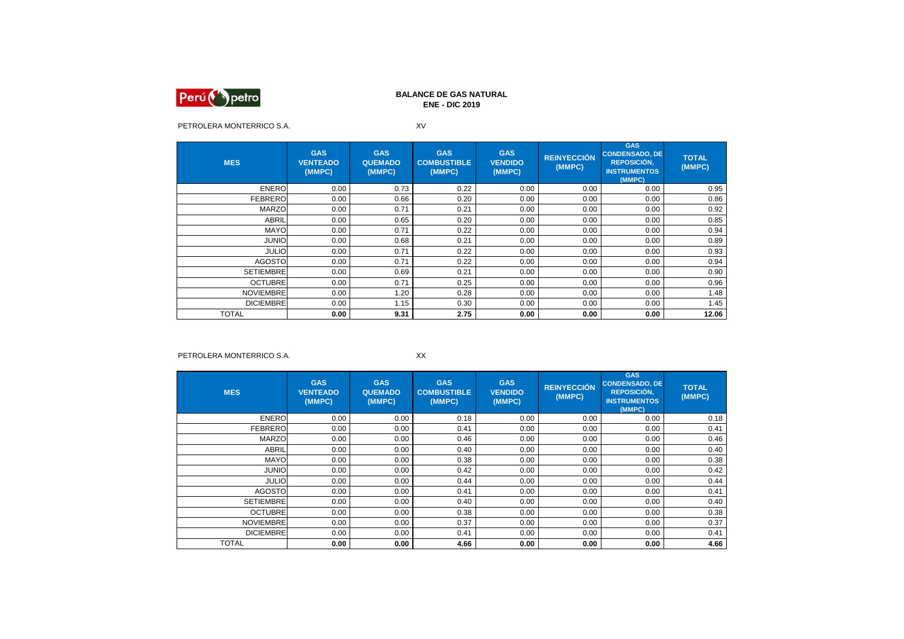# BALANCE DE GAS NATURAL
## ENE - DIC 2019

PETROLERA MONTERRICO S.A. XV

| MES | GAS VENTEADO (MMPC) | GAS QUEMADO (MMPC) | GAS COMBUSTIBLE (MMPC) | GAS VENDIDO (MMPC) | REINYECCIÓN (MMPC) | GAS CONDENSADO, DE REPOSICIÓN, INSTRUMENTOS (MMPC) | TOTAL (MMPC) |
|---|---|---|---|---|---|---|---|
| ENERO | 0.00 | 0.73 | 0.22 | 0.00 | 0.00 | 0.00 | 0.95 |
| FEBRERO | 0.00 | 0.66 | 0.20 | 0.00 | 0.00 | 0.00 | 0.86 |
| MARZO | 0.00 | 0.71 | 0.21 | 0.00 | 0.00 | 0.00 | 0.92 |
| ABRIL | 0.00 | 0.65 | 0.20 | 0.00 | 0.00 | 0.00 | 0.85 |
| MAYO | 0.00 | 0.71 | 0.22 | 0.00 | 0.00 | 0.00 | 0.94 |
| JUNIO | 0.00 | 0.68 | 0.21 | 0.00 | 0.00 | 0.00 | 0.89 |
| JULIO | 0.00 | 0.71 | 0.22 | 0.00 | 0.00 | 0.00 | 0.93 |
| AGOSTO | 0.00 | 0.71 | 0.22 | 0.00 | 0.00 | 0.00 | 0.94 |
| SETIEMBRE | 0.00 | 0.69 | 0.21 | 0.00 | 0.00 | 0.00 | 0.90 |
| OCTUBRE | 0.00 | 0.71 | 0.25 | 0.00 | 0.00 | 0.00 | 0.96 |
| NOVIEMBRE | 0.00 | 1.20 | 0.28 | 0.00 | 0.00 | 0.00 | 1.48 |
| DICIEMBRE | 0.00 | 1.15 | 0.30 | 0.00 | 0.00 | 0.00 | 1.45 |
| TOTAL | **0.00** | **9.31** | **2.75** | **0.00** | **0.00** | **0.00** | **12.06** |

PETROLERA MONTERRICO S.A. XX

| MES | GAS VENTEADO (MMPC) | GAS QUEMADO (MMPC) | GAS COMBUSTIBLE (MMPC) | GAS VENDIDO (MMPC) | REINYECCIÓN (MMPC) | GAS CONDENSADO, DE REPOSICIÓN, INSTRUMENTOS (MMPC) | TOTAL (MMPC) |
|---|---|---|---|---|---|---|---|
| ENERO | 0.00 | 0.00 | 0.18 | 0.00 | 0.00 | 0.00 | 0.18 |
| FEBRERO | 0.00 | 0.00 | 0.41 | 0.00 | 0.00 | 0.00 | 0.41 |
| MARZO | 0.00 | 0.00 | 0.46 | 0.00 | 0.00 | 0.00 | 0.46 |
| ABRIL | 0.00 | 0.00 | 0.40 | 0.00 | 0.00 | 0.00 | 0.40 |
| MAYO | 0.00 | 0.00 | 0.38 | 0.00 | 0.00 | 0.00 | 0.38 |
| JUNIO | 0.00 | 0.00 | 0.42 | 0.00 | 0.00 | 0.00 | 0.42 |
| JULIO | 0.00 | 0.00 | 0.44 | 0.00 | 0.00 | 0.00 | 0.44 |
| AGOSTO | 0.00 | 0.00 | 0.41 | 0.00 | 0.00 | 0.00 | 0.41 |
| SETIEMBRE | 0.00 | 0.00 | 0.40 | 0.00 | 0.00 | 0.00 | 0.40 |
| OCTUBRE | 0.00 | 0.00 | 0.38 | 0.00 | 0.00 | 0.00 | 0.38 |
| NOVIEMBRE | 0.00 | 0.00 | 0.37 | 0.00 | 0.00 | 0.00 | 0.37 |
| DICIEMBRE | 0.00 | 0.00 | 0.41 | 0.00 | 0.00 | 0.00 | 0.41 |
| TOTAL | **0.00** | **0.00** | **4.66** | **0.00** | **0.00** | **0.00** | **4.66** |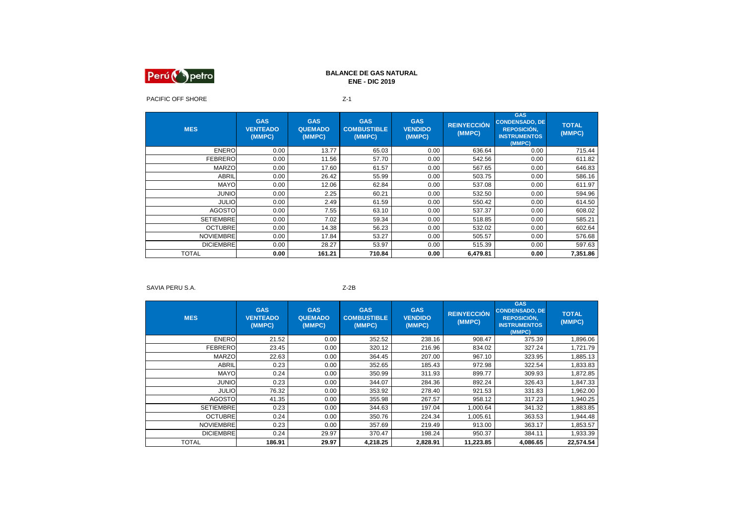Perú petro

# BALANCE DE GAS NATURAL
## ENE - DIC 2019

PACIFIC OFF SHORE

Z-1

| MES | GAS VENTEADO (MMPC) | GAS QUEMADO (MMPC) | GAS COMBUSTIBLE (MMPC) | GAS VENDIDO (MMPC) | REINYECCIÓN (MMPC) | GAS CONDENSADO, DE REPOSICIÓN, INSTRUMENTOS (MMPC) | TOTAL (MMPC) |
|---|---|---|---|---|---|---|---|
| ENERO | 0.00 | 13.77 | 65.03 | 0.00 | 636.64 | 0.00 | 715.44 |
| FEBRERO | 0.00 | 11.56 | 57.70 | 0.00 | 542.56 | 0.00 | 611.82 |
| MARZO | 0.00 | 17.60 | 61.57 | 0.00 | 567.65 | 0.00 | 646.83 |
| ABRIL | 0.00 | 26.42 | 55.99 | 0.00 | 503.75 | 0.00 | 586.16 |
| MAYO | 0.00 | 12.06 | 62.84 | 0.00 | 537.08 | 0.00 | 611.97 |
| JUNIO | 0.00 | 2.25 | 60.21 | 0.00 | 532.50 | 0.00 | 594.96 |
| JULIO | 0.00 | 2.49 | 61.59 | 0.00 | 550.42 | 0.00 | 614.50 |
| AGOSTO | 0.00 | 7.55 | 63.10 | 0.00 | 537.37 | 0.00 | 608.02 |
| SETIEMBRE | 0.00 | 7.02 | 59.34 | 0.00 | 518.85 | 0.00 | 585.21 |
| OCTUBRE | 0.00 | 14.38 | 56.23 | 0.00 | 532.02 | 0.00 | 602.64 |
| NOVIEMBRE | 0.00 | 17.84 | 53.27 | 0.00 | 505.57 | 0.00 | 576.68 |
| DICIEMBRE | 0.00 | 28.27 | 53.97 | 0.00 | 515.39 | 0.00 | 597.63 |
| TOTAL | **0.00** | **161.21** | **710.84** | **0.00** | **6,479.81** | **0.00** | **7,351.86** |

SAVIA PERU S.A.

Z-2B

| MES | GAS VENTEADO (MMPC) | GAS QUEMADO (MMPC) | GAS COMBUSTIBLE (MMPC) | GAS VENDIDO (MMPC) | REINYECCIÓN (MMPC) | GAS CONDENSADO, DE REPOSICIÓN, INSTRUMENTOS (MMPC) | TOTAL (MMPC) |
|---|---|---|---|---|---|---|---|
| ENERO | 21.52 | 0.00 | 352.52 | 238.16 | 908.47 | 375.39 | 1,896.06 |
| FEBRERO | 23.45 | 0.00 | 320.12 | 216.96 | 834.02 | 327.24 | 1,721.79 |
| MARZO | 22.63 | 0.00 | 364.45 | 207.00 | 967.10 | 323.95 | 1,885.13 |
| ABRIL | 0.23 | 0.00 | 352.65 | 185.43 | 972.98 | 322.54 | 1,833.83 |
| MAYO | 0.24 | 0.00 | 350.99 | 311.93 | 899.77 | 309.93 | 1,872.85 |
| JUNIO | 0.23 | 0.00 | 344.07 | 284.36 | 892.24 | 326.43 | 1,847.33 |
| JULIO | 76.32 | 0.00 | 353.92 | 278.40 | 921.53 | 331.83 | 1,962.00 |
| AGOSTO | 41.35 | 0.00 | 355.98 | 267.57 | 958.12 | 317.23 | 1,940.25 |
| SETIEMBRE | 0.23 | 0.00 | 344.63 | 197.04 | 1,000.64 | 341.32 | 1,883.85 |
| OCTUBRE | 0.24 | 0.00 | 350.76 | 224.34 | 1,005.61 | 363.53 | 1,944.48 |
| NOVIEMBRE | 0.23 | 0.00 | 357.69 | 219.49 | 913.00 | 363.17 | 1,853.57 |
| DICIEMBRE | 0.24 | 29.97 | 370.47 | 198.24 | 950.37 | 384.11 | 1,933.39 |
| TOTAL | **186.91** | **29.97** | **4,218.25** | **2,828.91** | **11,223.85** | **4,086.65** | **22,574.54** |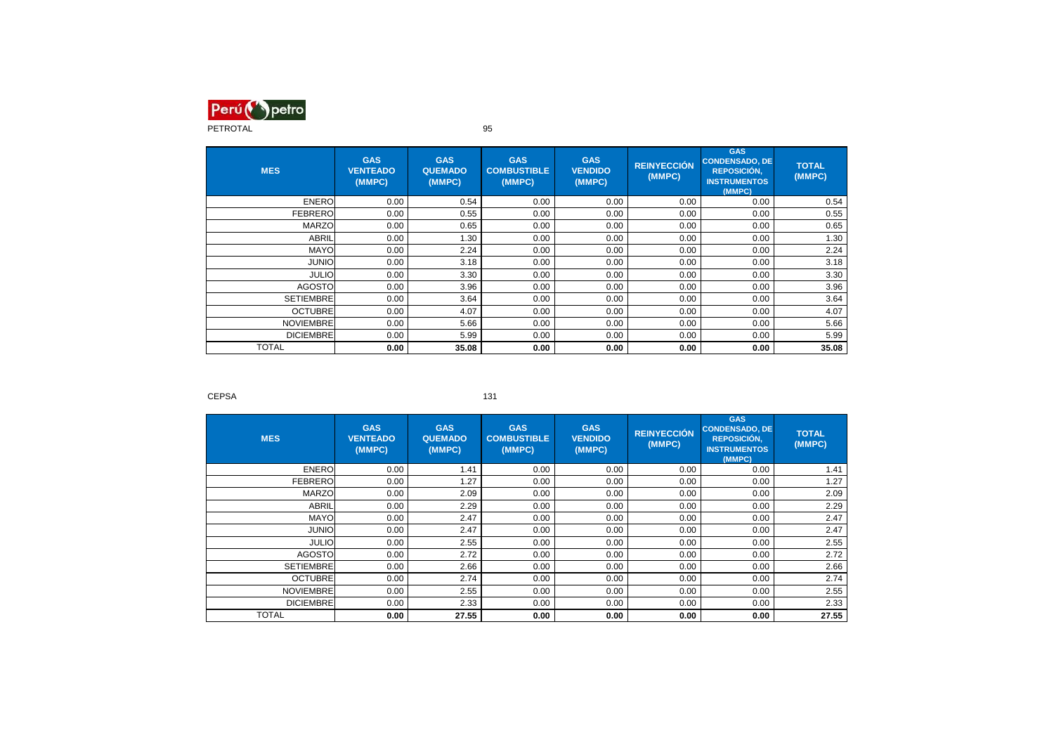PETROTAL 95

| MES | GAS VENTEADO (MMPC) | GAS QUEMADO (MMPC) | GAS COMBUSTIBLE (MMPC) | GAS VENDIDO (MMPC) | REINYECCIÓN (MMPC) | GAS CONDENSADO, DE REPOSICIÓN, INSTRUMENTOS (MMPC) | TOTAL (MMPC) |
|---|---|---|---|---|---|---|---|
| ENERO | 0.00 | 0.54 | 0.00 | 0.00 | 0.00 | 0.00 | 0.54 |
| FEBRERO | 0.00 | 0.55 | 0.00 | 0.00 | 0.00 | 0.00 | 0.55 |
| MARZO | 0.00 | 0.65 | 0.00 | 0.00 | 0.00 | 0.00 | 0.65 |
| ABRIL | 0.00 | 1.30 | 0.00 | 0.00 | 0.00 | 0.00 | 1.30 |
| MAYO | 0.00 | 2.24 | 0.00 | 0.00 | 0.00 | 0.00 | 2.24 |
| JUNIO | 0.00 | 3.18 | 0.00 | 0.00 | 0.00 | 0.00 | 3.18 |
| JULIO | 0.00 | 3.30 | 0.00 | 0.00 | 0.00 | 0.00 | 3.30 |
| AGOSTO | 0.00 | 3.96 | 0.00 | 0.00 | 0.00 | 0.00 | 3.96 |
| SETIEMBRE | 0.00 | 3.64 | 0.00 | 0.00 | 0.00 | 0.00 | 3.64 |
| OCTUBRE | 0.00 | 4.07 | 0.00 | 0.00 | 0.00 | 0.00 | 4.07 |
| NOVIEMBRE | 0.00 | 5.66 | 0.00 | 0.00 | 0.00 | 0.00 | 5.66 |
| DICIEMBRE | 0.00 | 5.99 | 0.00 | 0.00 | 0.00 | 0.00 | 5.99 |
| TOTAL | **0.00** | **35.08** | **0.00** | **0.00** | **0.00** | **0.00** | **35.08** |

CEPSA 131

| MES | GAS VENTEADO (MMPC) | GAS QUEMADO (MMPC) | GAS COMBUSTIBLE (MMPC) | GAS VENDIDO (MMPC) | REINYECCIÓN (MMPC) | GAS CONDENSADO, DE REPOSICIÓN, INSTRUMENTOS (MMPC) | TOTAL (MMPC) |
|---|---|---|---|---|---|---|---|
| ENERO | 0.00 | 1.41 | 0.00 | 0.00 | 0.00 | 0.00 | 1.41 |
| FEBRERO | 0.00 | 1.27 | 0.00 | 0.00 | 0.00 | 0.00 | 1.27 |
| MARZO | 0.00 | 2.09 | 0.00 | 0.00 | 0.00 | 0.00 | 2.09 |
| ABRIL | 0.00 | 2.29 | 0.00 | 0.00 | 0.00 | 0.00 | 2.29 |
| MAYO | 0.00 | 2.47 | 0.00 | 0.00 | 0.00 | 0.00 | 2.47 |
| JUNIO | 0.00 | 2.47 | 0.00 | 0.00 | 0.00 | 0.00 | 2.47 |
| JULIO | 0.00 | 2.55 | 0.00 | 0.00 | 0.00 | 0.00 | 2.55 |
| AGOSTO | 0.00 | 2.72 | 0.00 | 0.00 | 0.00 | 0.00 | 2.72 |
| SETIEMBRE | 0.00 | 2.66 | 0.00 | 0.00 | 0.00 | 0.00 | 2.66 |
| OCTUBRE | 0.00 | 2.74 | 0.00 | 0.00 | 0.00 | 0.00 | 2.74 |
| NOVIEMBRE | 0.00 | 2.55 | 0.00 | 0.00 | 0.00 | 0.00 | 2.55 |
| DICIEMBRE | 0.00 | 2.33 | 0.00 | 0.00 | 0.00 | 0.00 | 2.33 |
| TOTAL | **0.00** | **27.55** | **0.00** | **0.00** | **0.00** | **0.00** | **27.55** |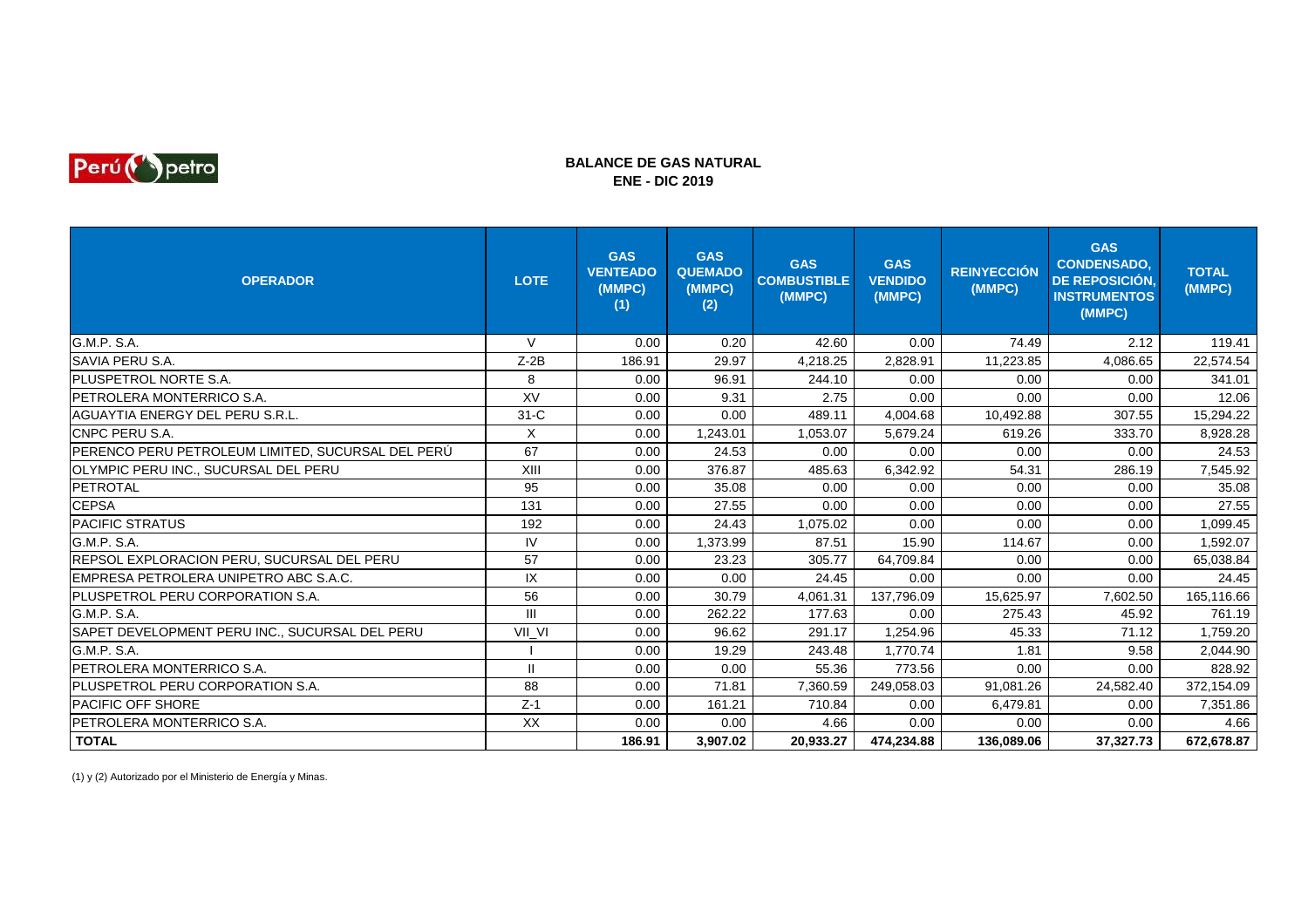**BALANCE DE GAS NATURAL**
**ENE - DIC 2019**

| OPERADOR | LOTE | GAS VENTEADO (MMPC) (1) | GAS QUEMADO (MMPC) (2) | GAS COMBUSTIBLE (MMPC) | GAS VENDIDO (MMPC) | REINYECCIÓN (MMPC) | GAS CONDENSADO, DE REPOSICIÓN, INSTRUMENTOS (MMPC) | TOTAL (MMPC) |
|---|---|---|---|---|---|---|---|---|
| G.M.P. S.A. | V | 0.00 | 0.20 | 42.60 | 0.00 | 74.49 | 2.12 | 119.41 |
| SAVIA PERU S.A. | Z-2B | 186.91 | 29.97 | 4,218.25 | 2,828.91 | 11,223.85 | 4,086.65 | 22,574.54 |
| PLUSPETROL NORTE S.A. | 8 | 0.00 | 96.91 | 244.10 | 0.00 | 0.00 | 0.00 | 341.01 |
| PETROLERA MONTERRICO S.A. | XV | 0.00 | 9.31 | 2.75 | 0.00 | 0.00 | 0.00 | 12.06 |
| AGUAYTIA ENERGY DEL PERU S.R.L. | 31-C | 0.00 | 0.00 | 489.11 | 4,004.68 | 10,492.88 | 307.55 | 15,294.22 |
| CNPC PERU S.A. | X | 0.00 | 1,243.01 | 1,053.07 | 5,679.24 | 619.26 | 333.70 | 8,928.28 |
| PERENCO PERU PETROLEUM LIMITED, SUCURSAL DEL PERÚ | 67 | 0.00 | 24.53 | 0.00 | 0.00 | 0.00 | 0.00 | 24.53 |
| OLYMPIC PERU INC., SUCURSAL DEL PERU | XIII | 0.00 | 376.87 | 485.63 | 6,342.92 | 54.31 | 286.19 | 7,545.92 |
| PETROTAL | 95 | 0.00 | 35.08 | 0.00 | 0.00 | 0.00 | 0.00 | 35.08 |
| CEPSA | 131 | 0.00 | 27.55 | 0.00 | 0.00 | 0.00 | 0.00 | 27.55 |
| PACIFIC STRATUS | 192 | 0.00 | 24.43 | 1,075.02 | 0.00 | 0.00 | 0.00 | 1,099.45 |
| G.M.P. S.A. | IV | 0.00 | 1,373.99 | 87.51 | 15.90 | 114.67 | 0.00 | 1,592.07 |
| REPSOL EXPLORACION PERU, SUCURSAL DEL PERU | 57 | 0.00 | 23.23 | 305.77 | 64,709.84 | 0.00 | 0.00 | 65,038.84 |
| EMPRESA PETROLERA UNIPETRO ABC S.A.C. | IX | 0.00 | 0.00 | 24.45 | 0.00 | 0.00 | 0.00 | 24.45 |
| PLUSPETROL PERU CORPORATION S.A. | 56 | 0.00 | 30.79 | 4,061.31 | 137,796.09 | 15,625.97 | 7,602.50 | 165,116.66 |
| G.M.P. S.A. | III | 0.00 | 262.22 | 177.63 | 0.00 | 275.43 | 45.92 | 761.19 |
| SAPET DEVELOPMENT PERU INC., SUCURSAL DEL PERU | VII_VI | 0.00 | 96.62 | 291.17 | 1,254.96 | 45.33 | 71.12 | 1,759.20 |
| G.M.P. S.A. | I | 0.00 | 19.29 | 243.48 | 1,770.74 | 1.81 | 9.58 | 2,044.90 |
| PETROLERA MONTERRICO S.A. | II | 0.00 | 0.00 | 55.36 | 773.56 | 0.00 | 0.00 | 828.92 |
| PLUSPETROL PERU CORPORATION S.A. | 88 | 0.00 | 71.81 | 7,360.59 | 249,058.03 | 91,081.26 | 24,582.40 | 372,154.09 |
| PACIFIC OFF SHORE | Z-1 | 0.00 | 161.21 | 710.84 | 0.00 | 6,479.81 | 0.00 | 7,351.86 |
| PETROLERA MONTERRICO S.A. | XX | 0.00 | 0.00 | 4.66 | 0.00 | 0.00 | 0.00 | 4.66 |
| **TOTAL** | | **186.91** | **3,907.02** | **20,933.27** | **474,234.88** | **136,089.06** | **37,327.73** | **672,678.87** |

(1) y (2) Autorizado por el Ministerio de Energía y Minas.